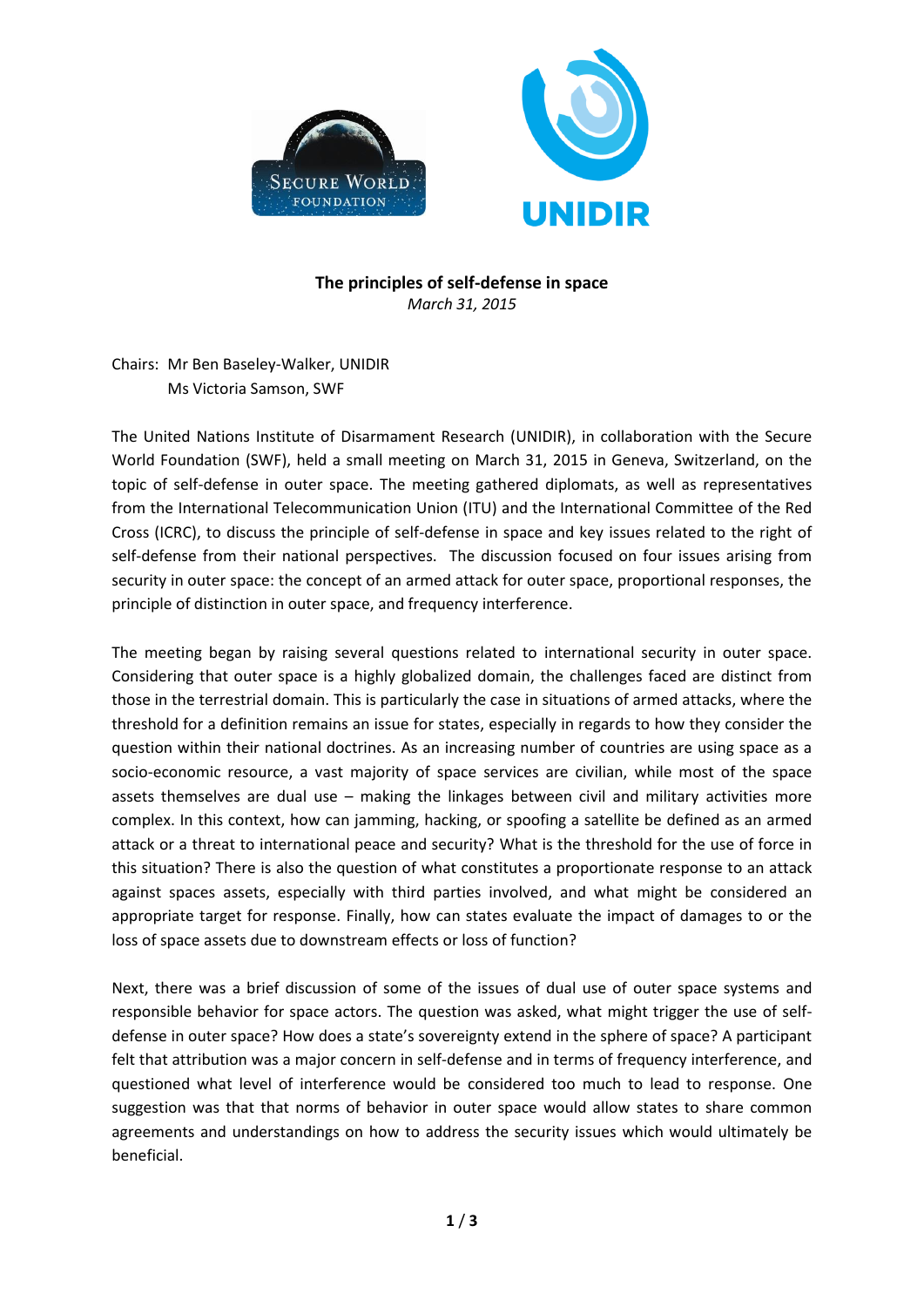# The principles of self-defense in space

*March 31, 2015*

Chairs: Mr Ben Baseley-Walker, UNIDIR
Ms Victoria Samson, SWF

The United Nations Institute of Disarmament Research (UNIDIR), in collaboration with the Secure World Foundation (SWF), held a small meeting on March 31, 2015 in Geneva, Switzerland, on the topic of self-defense in outer space. The meeting gathered diplomats, as well as representatives from the International Telecommunication Union (ITU) and the International Committee of the Red Cross (ICRC), to discuss the principle of self-defense in space and key issues related to the right of self-defense from their national perspectives. The discussion focused on four issues arising from security in outer space: the concept of an armed attack for outer space, proportional responses, the principle of distinction in outer space, and frequency interference.

The meeting began by raising several questions related to international security in outer space. Considering that outer space is a highly globalized domain, the challenges faced are distinct from those in the terrestrial domain. This is particularly the case in situations of armed attacks, where the threshold for a definition remains an issue for states, especially in regards to how they consider the question within their national doctrines. As an increasing number of countries are using space as a socio-economic resource, a vast majority of space services are civilian, while most of the space assets themselves are dual use – making the linkages between civil and military activities more complex. In this context, how can jamming, hacking, or spoofing a satellite be defined as an armed attack or a threat to international peace and security? What is the threshold for the use of force in this situation? There is also the question of what constitutes a proportionate response to an attack against spaces assets, especially with third parties involved, and what might be considered an appropriate target for response. Finally, how can states evaluate the impact of damages to or the loss of space assets due to downstream effects or loss of function?

Next, there was a brief discussion of some of the issues of dual use of outer space systems and responsible behavior for space actors. The question was asked, what might trigger the use of self-defense in outer space? How does a state's sovereignty extend in the sphere of space? A participant felt that attribution was a major concern in self-defense and in terms of frequency interference, and questioned what level of interference would be considered too much to lead to response. One suggestion was that that norms of behavior in outer space would allow states to share common agreements and understandings on how to address the security issues which would ultimately be beneficial.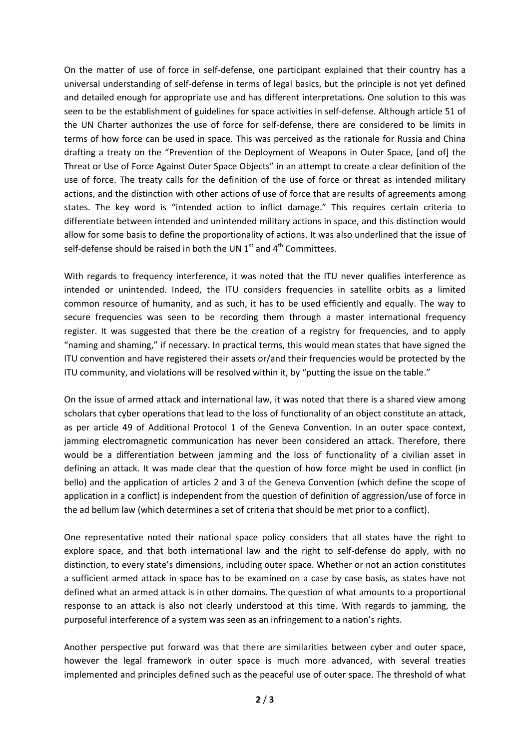On the matter of use of force in self-defense, one participant explained that their country has a universal understanding of self-defense in terms of legal basics, but the principle is not yet defined and detailed enough for appropriate use and has different interpretations. One solution to this was seen to be the establishment of guidelines for space activities in self-defense. Although article 51 of the UN Charter authorizes the use of force for self-defense, there are considered to be limits in terms of how force can be used in space. This was perceived as the rationale for Russia and China drafting a treaty on the "Prevention of the Deployment of Weapons in Outer Space, [and of] the Threat or Use of Force Against Outer Space Objects" in an attempt to create a clear definition of the use of force. The treaty calls for the definition of the use of force or threat as intended military actions, and the distinction with other actions of use of force that are results of agreements among states. The key word is "intended action to inflict damage." This requires certain criteria to differentiate between intended and unintended military actions in space, and this distinction would allow for some basis to define the proportionality of actions. It was also underlined that the issue of self-defense should be raised in both the UN 1st and 4th Committees.

With regards to frequency interference, it was noted that the ITU never qualifies interference as intended or unintended. Indeed, the ITU considers frequencies in satellite orbits as a limited common resource of humanity, and as such, it has to be used efficiently and equally. The way to secure frequencies was seen to be recording them through a master international frequency register. It was suggested that there be the creation of a registry for frequencies, and to apply "naming and shaming," if necessary. In practical terms, this would mean states that have signed the ITU convention and have registered their assets or/and their frequencies would be protected by the ITU community, and violations will be resolved within it, by "putting the issue on the table."

On the issue of armed attack and international law, it was noted that there is a shared view among scholars that cyber operations that lead to the loss of functionality of an object constitute an attack, as per article 49 of Additional Protocol 1 of the Geneva Convention. In an outer space context, jamming electromagnetic communication has never been considered an attack. Therefore, there would be a differentiation between jamming and the loss of functionality of a civilian asset in defining an attack. It was made clear that the question of how force might be used in conflict (in bello) and the application of articles 2 and 3 of the Geneva Convention (which define the scope of application in a conflict) is independent from the question of definition of aggression/use of force in the ad bellum law (which determines a set of criteria that should be met prior to a conflict).

One representative noted their national space policy considers that all states have the right to explore space, and that both international law and the right to self-defense do apply, with no distinction, to every state's dimensions, including outer space. Whether or not an action constitutes a sufficient armed attack in space has to be examined on a case by case basis, as states have not defined what an armed attack is in other domains. The question of what amounts to a proportional response to an attack is also not clearly understood at this time. With regards to jamming, the purposeful interference of a system was seen as an infringement to a nation's rights.

Another perspective put forward was that there are similarities between cyber and outer space, however the legal framework in outer space is much more advanced, with several treaties implemented and principles defined such as the peaceful use of outer space. The threshold of what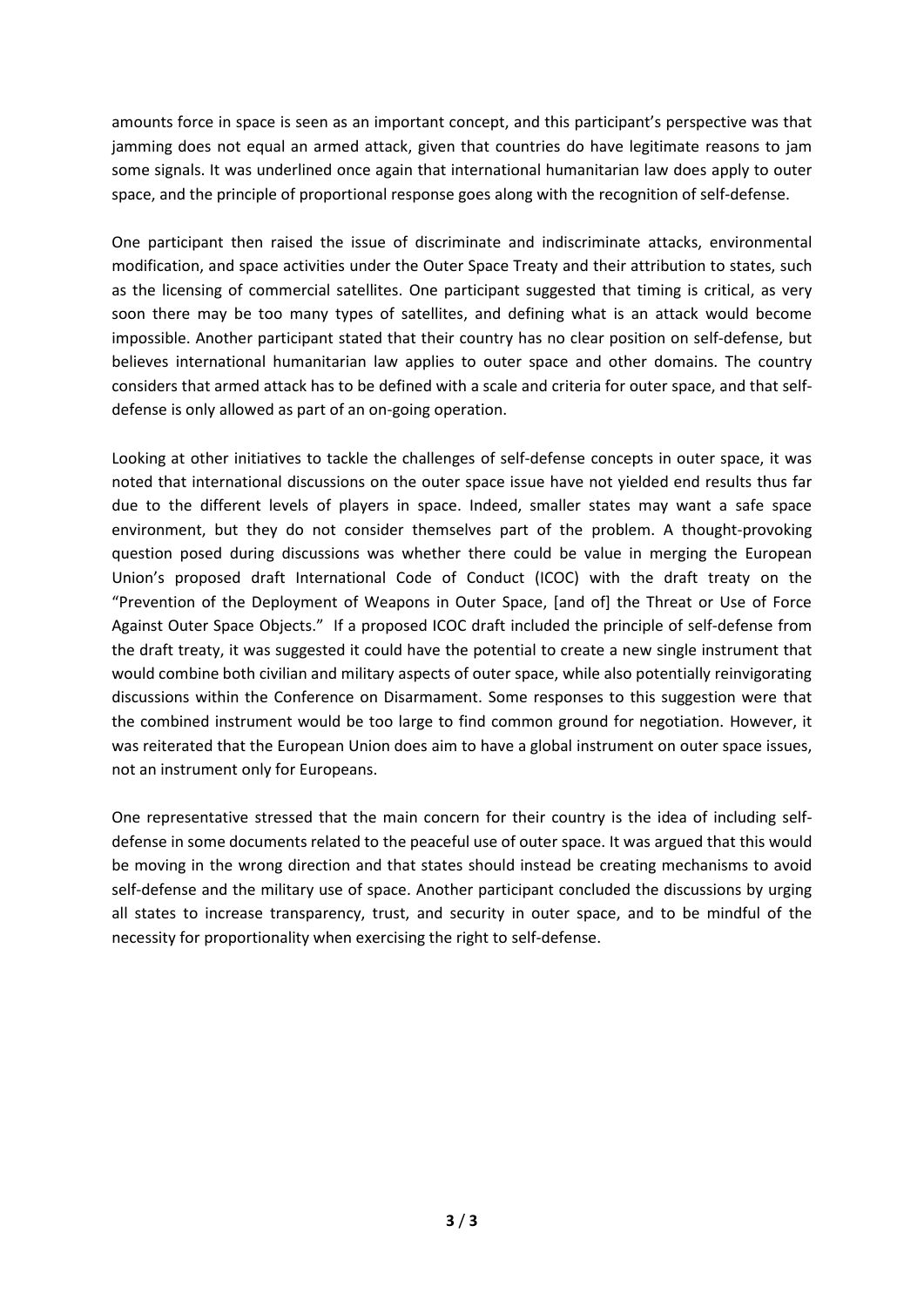amounts force in space is seen as an important concept, and this participant's perspective was that jamming does not equal an armed attack, given that countries do have legitimate reasons to jam some signals. It was underlined once again that international humanitarian law does apply to outer space, and the principle of proportional response goes along with the recognition of self-defense.

One participant then raised the issue of discriminate and indiscriminate attacks, environmental modification, and space activities under the Outer Space Treaty and their attribution to states, such as the licensing of commercial satellites. One participant suggested that timing is critical, as very soon there may be too many types of satellites, and defining what is an attack would become impossible. Another participant stated that their country has no clear position on self-defense, but believes international humanitarian law applies to outer space and other domains. The country considers that armed attack has to be defined with a scale and criteria for outer space, and that self-defense is only allowed as part of an on-going operation.

Looking at other initiatives to tackle the challenges of self-defense concepts in outer space, it was noted that international discussions on the outer space issue have not yielded end results thus far due to the different levels of players in space. Indeed, smaller states may want a safe space environment, but they do not consider themselves part of the problem. A thought-provoking question posed during discussions was whether there could be value in merging the European Union's proposed draft International Code of Conduct (ICOC) with the draft treaty on the "Prevention of the Deployment of Weapons in Outer Space, [and of] the Threat or Use of Force Against Outer Space Objects." If a proposed ICOC draft included the principle of self-defense from the draft treaty, it was suggested it could have the potential to create a new single instrument that would combine both civilian and military aspects of outer space, while also potentially reinvigorating discussions within the Conference on Disarmament. Some responses to this suggestion were that the combined instrument would be too large to find common ground for negotiation. However, it was reiterated that the European Union does aim to have a global instrument on outer space issues, not an instrument only for Europeans.

One representative stressed that the main concern for their country is the idea of including self-defense in some documents related to the peaceful use of outer space. It was argued that this would be moving in the wrong direction and that states should instead be creating mechanisms to avoid self-defense and the military use of space. Another participant concluded the discussions by urging all states to increase transparency, trust, and security in outer space, and to be mindful of the necessity for proportionality when exercising the right to self-defense.